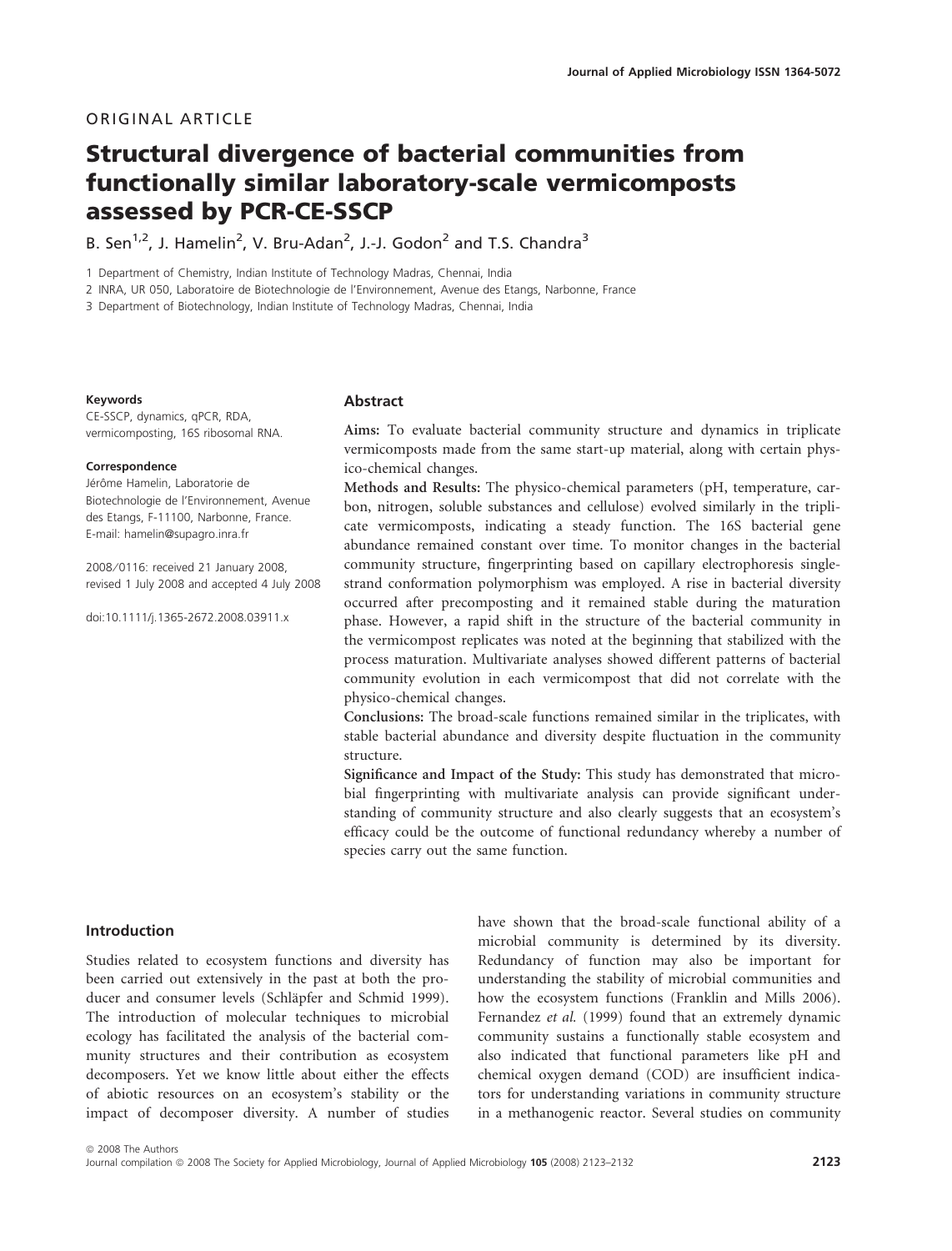ORIGINAL ARTICLE

# Structural divergence of bacterial communities from functionally similar laboratory-scale vermicomposts assessed by PCR-CE-SSCP

B. Sen[1,2], J. Hamelin[2], V. Bru-Adan[2], J.-J. Godon[2] and T.S. Chandra[3]

1 Department of Chemistry, Indian Institute of Technology Madras, Chennai, India

2 INRA, UR 050, Laboratoire de Biotechnologie de l'Environnement, Avenue des Etangs, Narbonne, France

3 Department of Biotechnology, Indian Institute of Technology Madras, Chennai, India

**Keywords**

CE-SSCP, dynamics, qPCR, RDA, vermicomposting, 16S ribosomal RNA.

**Correspondence**

Jérôme Hamelin, Laboratorie de Biotechnologie de l'Environnement, Avenue des Etangs, F-11100, Narbonne, France.
E-mail: hamelin@supagro.inra.fr

2008/0116: received 21 January 2008, revised 1 July 2008 and accepted 4 July 2008

doi:10.1111/j.1365-2672.2008.03911.x

## Abstract

**Aims:** To evaluate bacterial community structure and dynamics in triplicate vermicomposts made from the same start-up material, along with certain physico-chemical changes.

**Methods and Results:** The physico-chemical parameters (pH, temperature, carbon, nitrogen, soluble substances and cellulose) evolved similarly in the triplicate vermicomposts, indicating a steady function. The 16S bacterial gene abundance remained constant over time. To monitor changes in the bacterial community structure, fingerprinting based on capillary electrophoresis single-strand conformation polymorphism was employed. A rise in bacterial diversity occurred after precomposting and it remained stable during the maturation phase. However, a rapid shift in the structure of the bacterial community in the vermicompost replicates was noted at the beginning that stabilized with the process maturation. Multivariate analyses showed different patterns of bacterial community evolution in each vermicompost that did not correlate with the physico-chemical changes.

**Conclusions:** The broad-scale functions remained similar in the triplicates, with stable bacterial abundance and diversity despite fluctuation in the community structure.

**Significance and Impact of the Study:** This study has demonstrated that microbial fingerprinting with multivariate analysis can provide significant understanding of community structure and also clearly suggests that an ecosystem's efficacy could be the outcome of functional redundancy whereby a number of species carry out the same function.

## Introduction

Studies related to ecosystem functions and diversity has been carried out extensively in the past at both the producer and consumer levels (Schläpfer and Schmid 1999). The introduction of molecular techniques to microbial ecology has facilitated the analysis of the bacterial community structures and their contribution as ecosystem decomposers. Yet we know little about either the effects of abiotic resources on an ecosystem's stability or the impact of decomposer diversity. A number of studies have shown that the broad-scale functional ability of a microbial community is determined by its diversity. Redundancy of function may also be important for understanding the stability of microbial communities and how the ecosystem functions (Franklin and Mills 2006). Fernandez *et al.* (1999) found that an extremely dynamic community sustains a functionally stable ecosystem and also indicated that functional parameters like pH and chemical oxygen demand (COD) are insufficient indicators for understanding variations in community structure in a methanogenic reactor. Several studies on community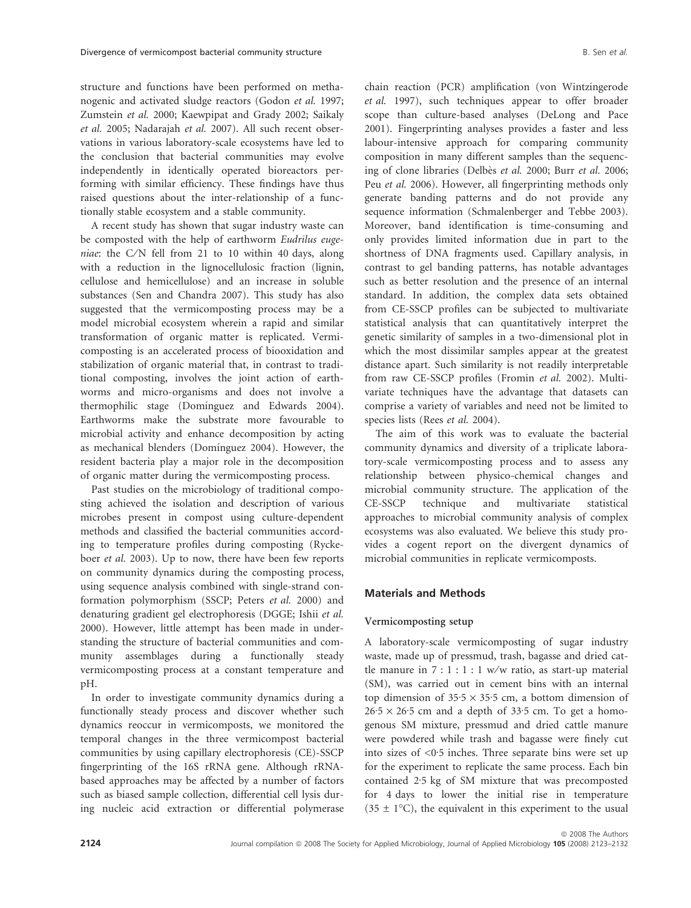structure and functions have been performed on methanogenic and activated sludge reactors (Godon *et al.* 1997; Zumstein *et al.* 2000; Kaewpipat and Grady 2002; Saikaly *et al.* 2005; Nadarajah *et al.* 2007). All such recent observations in various laboratory-scale ecosystems have led to the conclusion that bacterial communities may evolve independently in identically operated bioreactors performing with similar efficiency. These findings have thus raised questions about the inter-relationship of a functionally stable ecosystem and a stable community.

A recent study has shown that sugar industry waste can be composted with the help of earthworm *Eudrilus eugeniae*: the C/N fell from 21 to 10 within 40 days, along with a reduction in the lignocellulosic fraction (lignin, cellulose and hemicellulose) and an increase in soluble substances (Sen and Chandra 2007). This study has also suggested that the vermicomposting process may be a model microbial ecosystem wherein a rapid and similar transformation of organic matter is replicated. Vermicomposting is an accelerated process of biooxidation and stabilization of organic material that, in contrast to traditional composting, involves the joint action of earthworms and micro-organisms and does not involve a thermophilic stage (Domínguez and Edwards 2004). Earthworms make the substrate more favourable to microbial activity and enhance decomposition by acting as mechanical blenders (Domínguez 2004). However, the resident bacteria play a major role in the decomposition of organic matter during the vermicomposting process.

Past studies on the microbiology of traditional composting achieved the isolation and description of various microbes present in compost using culture-dependent methods and classified the bacterial communities according to temperature profiles during composting (Ryckeboer *et al.* 2003). Up to now, there have been few reports on community dynamics during the composting process, using sequence analysis combined with single-strand conformation polymorphism (SSCP; Peters *et al.* 2000) and denaturing gradient gel electrophoresis (DGGE; Ishii *et al.* 2000). However, little attempt has been made in understanding the structure of bacterial communities and community assemblages during a functionally steady vermicomposting process at a constant temperature and pH.

In order to investigate community dynamics during a functionally steady process and discover whether such dynamics reoccur in vermicomposts, we monitored the temporal changes in the three vermicompost bacterial communities by using capillary electrophoresis (CE)-SSCP fingerprinting of the 16S rRNA gene. Although rRNA-based approaches may be affected by a number of factors such as biased sample collection, differential cell lysis during nucleic acid extraction or differential polymerase chain reaction (PCR) amplification (von Wintzingerode *et al.* 1997), such techniques appear to offer broader scope than culture-based analyses (DeLong and Pace 2001). Fingerprinting analyses provides a faster and less labour-intensive approach for comparing community composition in many different samples than the sequencing of clone libraries (Delbès *et al.* 2000; Burr *et al.* 2006; Peu *et al.* 2006). However, all fingerprinting methods only generate banding patterns and do not provide any sequence information (Schmalenberger and Tebbe 2003). Moreover, band identification is time-consuming and only provides limited information due in part to the shortness of DNA fragments used. Capillary analysis, in contrast to gel banding patterns, has notable advantages such as better resolution and the presence of an internal standard. In addition, the complex data sets obtained from CE-SSCP profiles can be subjected to multivariate statistical analysis that can quantitatively interpret the genetic similarity of samples in a two-dimensional plot in which the most dissimilar samples appear at the greatest distance apart. Such similarity is not readily interpretable from raw CE-SSCP profiles (Fromin *et al.* 2002). Multivariate techniques have the advantage that datasets can comprise a variety of variables and need not be limited to species lists (Rees *et al.* 2004).

The aim of this work was to evaluate the bacterial community dynamics and diversity of a triplicate laboratory-scale vermicomposting process and to assess any relationship between physico-chemical changes and microbial community structure. The application of the CE-SSCP technique and multivariate statistical approaches to microbial community analysis of complex ecosystems was also evaluated. We believe this study provides a cogent report on the divergent dynamics of microbial communities in replicate vermicomposts.

## Materials and Methods

### Vermicomposting setup

A laboratory-scale vermicomposting of sugar industry waste, made up of pressmud, trash, bagasse and dried cattle manure in 7 : 1 : 1 : 1 w/w ratio, as start-up material (SM), was carried out in cement bins with an internal top dimension of $35{\cdot}5 \times 35{\cdot}5$ cm, a bottom dimension of $26{\cdot}5 \times 26{\cdot}5$ cm and a depth of 33·5 cm. To get a homogenous SM mixture, pressmud and dried cattle manure were powdered while trash and bagasse were finely cut into sizes of <0·5 inches. Three separate bins were set up for the experiment to replicate the same process. Each bin contained 2·5 kg of SM mixture that was precomposted for 4 days to lower the initial rise in temperature ($35 \pm 1$°C), the equivalent in this experiment to the usual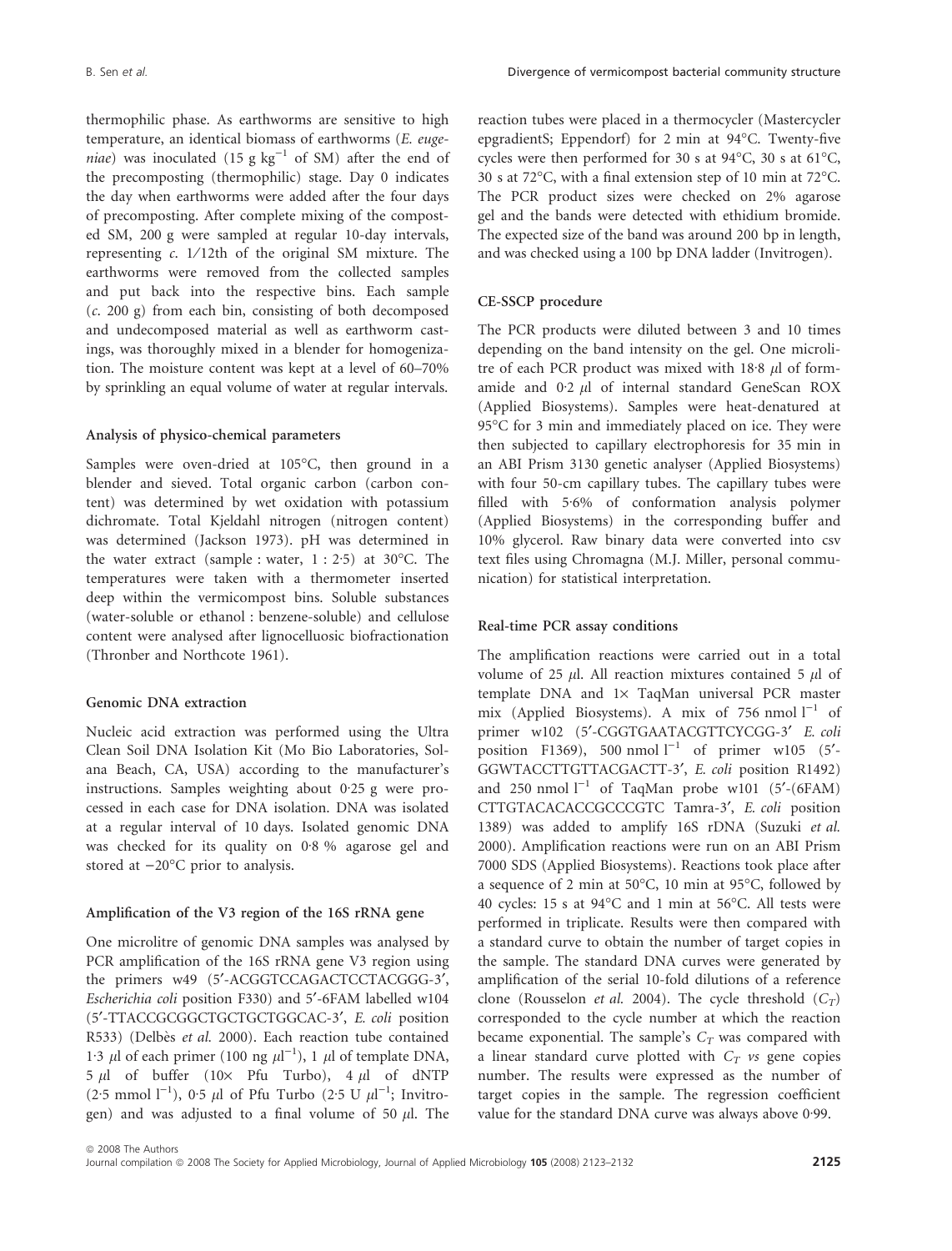thermophilic phase. As earthworms are sensitive to high temperature, an identical biomass of earthworms (*E. eugeniae*) was inoculated (15 g $kg^{-1}$ of SM) after the end of the precomposting (thermophilic) stage. Day 0 indicates the day when earthworms were added after the four days of precomposting. After complete mixing of the composted SM, 200 g were sampled at regular 10-day intervals, representing *c.* 1/12th of the original SM mixture. The earthworms were removed from the collected samples and put back into the respective bins. Each sample (*c.* 200 g) from each bin, consisting of both decomposed and undecomposed material as well as earthworm castings, was thoroughly mixed in a blender for homogenization. The moisture content was kept at a level of 60–70% by sprinkling an equal volume of water at regular intervals.

#### Analysis of physico-chemical parameters

Samples were oven-dried at 105°C, then ground in a blender and sieved. Total organic carbon (carbon content) was determined by wet oxidation with potassium dichromate. Total Kjeldahl nitrogen (nitrogen content) was determined (Jackson 1973). pH was determined in the water extract (sample : water, 1 : 2·5) at 30°C. The temperatures were taken with a thermometer inserted deep within the vermicompost bins. Soluble substances (water-soluble or ethanol : benzene-soluble) and cellulose content were analysed after lignocelluosic biofractionation (Thronber and Northcote 1961).

#### Genomic DNA extraction

Nucleic acid extraction was performed using the Ultra Clean Soil DNA Isolation Kit (Mo Bio Laboratories, Solana Beach, CA, USA) according to the manufacturer's instructions. Samples weighting about 0·25 g were processed in each case for DNA isolation. DNA was isolated at a regular interval of 10 days. Isolated genomic DNA was checked for its quality on 0·8 % agarose gel and stored at −20°C prior to analysis.

#### Amplification of the V3 region of the 16S rRNA gene

One microlitre of genomic DNA samples was analysed by PCR amplification of the 16S rRNA gene V3 region using the primers w49 (5′-ACGGTCCAGACTCCTACGGG-3′, *Escherichia coli* position F330) and 5′-6FAM labelled w104 (5′-TTACCGCGGCTGCTGCTGGCAC-3′, *E. coli* position R533) (Delbès *et al.* 2000). Each reaction tube contained 1·3 $\mu$l of each primer (100 ng $\mu l^{-1}$), 1 $\mu$l of template DNA, 5 $\mu$l of buffer (10× Pfu Turbo), 4 $\mu$l of dNTP (2·5 mmol $l^{-1}$), 0·5 $\mu$l of Pfu Turbo (2·5 U $\mu l^{-1}$; Invitrogen) and was adjusted to a final volume of 50 $\mu$l. The reaction tubes were placed in a thermocycler (Mastercycler epgradientS; Eppendorf) for 2 min at 94°C. Twenty-five cycles were then performed for 30 s at 94°C, 30 s at 61°C, 30 s at 72°C, with a final extension step of 10 min at 72°C. The PCR product sizes were checked on 2% agarose gel and the bands were detected with ethidium bromide. The expected size of the band was around 200 bp in length, and was checked using a 100 bp DNA ladder (Invitrogen).

#### CE-SSCP procedure

The PCR products were diluted between 3 and 10 times depending on the band intensity on the gel. One microlitre of each PCR product was mixed with 18·8 $\mu$l of formamide and 0·2 $\mu$l of internal standard GeneScan ROX (Applied Biosystems). Samples were heat-denatured at 95°C for 3 min and immediately placed on ice. They were then subjected to capillary electrophoresis for 35 min in an ABI Prism 3130 genetic analyser (Applied Biosystems) with four 50-cm capillary tubes. The capillary tubes were filled with 5·6% of conformation analysis polymer (Applied Biosystems) in the corresponding buffer and 10% glycerol. Raw binary data were converted into csv text files using Chromagna (M.J. Miller, personal communication) for statistical interpretation.

#### Real-time PCR assay conditions

The amplification reactions were carried out in a total volume of 25 $\mu$l. All reaction mixtures contained 5 $\mu$l of template DNA and 1× TaqMan universal PCR master mix (Applied Biosystems). A mix of 756 nmol $l^{-1}$ of primer w102 (5′-CGGTGAATACGTTCYCGG-3′ *E. coli* position F1369), 500 nmol $l^{-1}$ of primer w105 (5′-GGWTACCTTGTTACGACTT-3′, *E. coli* position R1492) and 250 nmol $l^{-1}$ of TaqMan probe w101 (5′-(6FAM) CTTGTACACACCGCCCGTC Tamra-3′, *E. coli* position 1389) was added to amplify 16S rDNA (Suzuki *et al.* 2000). Amplification reactions were run on an ABI Prism 7000 SDS (Applied Biosystems). Reactions took place after a sequence of 2 min at 50°C, 10 min at 95°C, followed by 40 cycles: 15 s at 94°C and 1 min at 56°C. All tests were performed in triplicate. Results were then compared with a standard curve to obtain the number of target copies in the sample. The standard DNA curves were generated by amplification of the serial 10-fold dilutions of a reference clone (Rousselon *et al.* 2004). The cycle threshold ($C_T$) corresponded to the cycle number at which the reaction became exponential. The sample's $C_T$ was compared with a linear standard curve plotted with $C_T$ *vs* gene copies number. The results were expressed as the number of target copies in the sample. The regression coefficient value for the standard DNA curve was always above 0·99.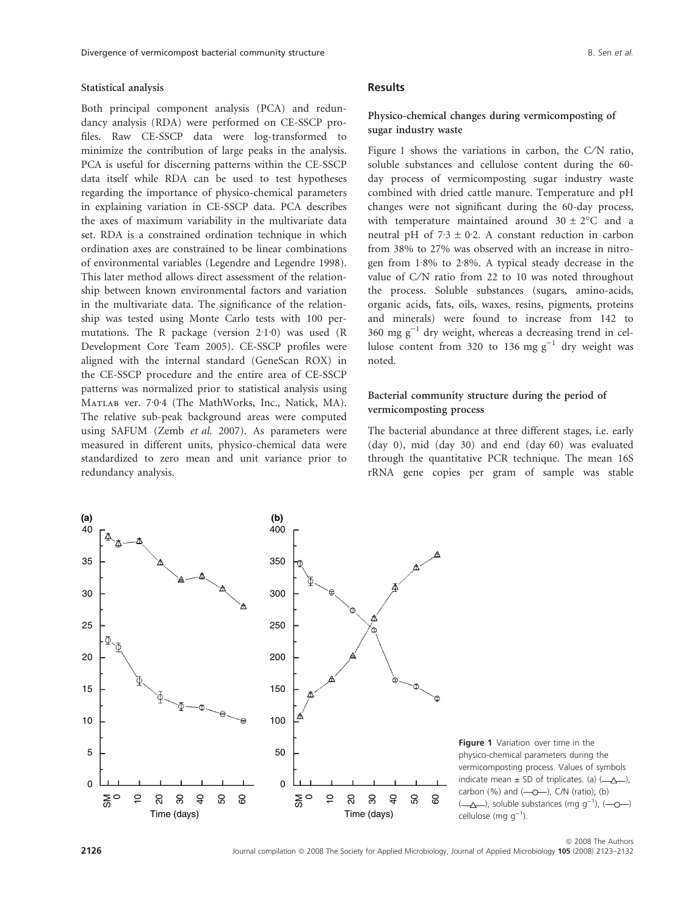#### Statistical analysis

Both principal component analysis (PCA) and redundancy analysis (RDA) were performed on CE-SSCP profiles. Raw CE-SSCP data were log-transformed to minimize the contribution of large peaks in the analysis. PCA is useful for discerning patterns within the CE-SSCP data itself while RDA can be used to test hypotheses regarding the importance of physico-chemical parameters in explaining variation in CE-SSCP data. PCA describes the axes of maximum variability in the multivariate data set. RDA is a constrained ordination technique in which ordination axes are constrained to be linear combinations of environmental variables (Legendre and Legendre 1998). This later method allows direct assessment of the relationship between known environmental factors and variation in the multivariate data. The significance of the relationship was tested using Monte Carlo tests with 100 permutations. The R package (version 2·1·0) was used (R Development Core Team 2005). CE-SSCP profiles were aligned with the internal standard (GeneScan ROX) in the CE-SSCP procedure and the entire area of CE-SSCP patterns was normalized prior to statistical analysis using Matlab ver. 7·0·4 (The MathWorks, Inc., Natick, MA). The relative sub-peak background areas were computed using SAFUM (Zemb *et al.* 2007). As parameters were measured in different units, physico-chemical data were standardized to zero mean and unit variance prior to redundancy analysis.

## Results

#### Physico-chemical changes during vermicomposting of sugar industry waste

Figure 1 shows the variations in carbon, the C/N ratio, soluble substances and cellulose content during the 60-day process of vermicomposting sugar industry waste combined with dried cattle manure. Temperature and pH changes were not significant during the 60-day process, with temperature maintained around 30 ± 2°C and a neutral pH of 7·3 ± 0·2. A constant reduction in carbon from 38% to 27% was observed with an increase in nitrogen from 1·8% to 2·8%. A typical steady decrease in the value of C/N ratio from 22 to 10 was noted throughout the process. Soluble substances (sugars, amino-acids, organic acids, fats, oils, waxes, resins, pigments, proteins and minerals) were found to increase from 142 to 360 mg $g^{-1}$ dry weight, whereas a decreasing trend in cellulose content from 320 to 136 mg $g^{-1}$ dry weight was noted.

#### Bacterial community structure during the period of vermicomposting process

The bacterial abundance at three different stages, i.e. early (day 0), mid (day 30) and end (day 60) was evaluated through the quantitative PCR technique. The mean 16S rRNA gene copies per gram of sample was stable

**Figure 1** Variation over time in the physico-chemical parameters during the vermicomposting process. Values of symbols indicate mean ± SD of triplicates. (a) (—△—), carbon (%) and (—○—), C/N (ratio); (b) (—△—), soluble substances (mg $g^{-1}$), (—○—) cellulose (mg $g^{-1}$).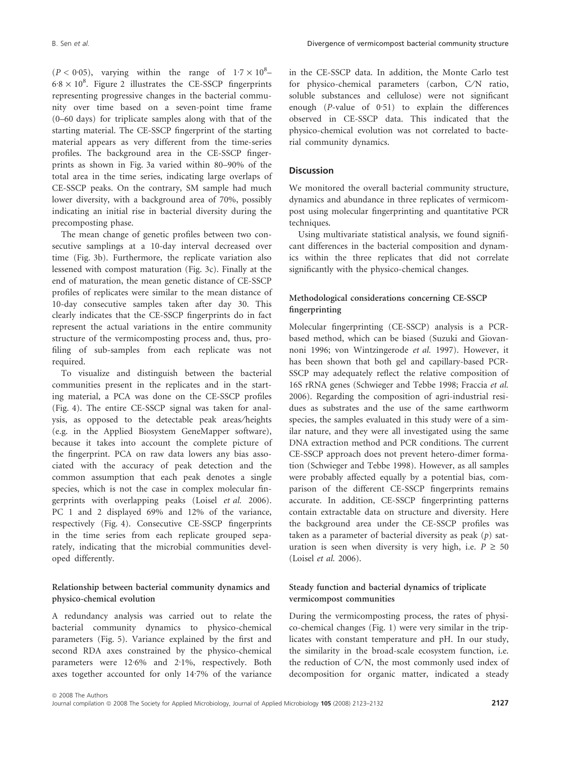($P < 0{\cdot}05$), varying within the range of $1{\cdot}7 \times 10^8$–$6{\cdot}8 \times 10^8$. Figure 2 illustrates the CE-SSCP fingerprints representing progressive changes in the bacterial community over time based on a seven-point time frame (0–60 days) for triplicate samples along with that of the starting material. The CE-SSCP fingerprint of the starting material appears as very different from the time-series profiles. The background area in the CE-SSCP fingerprints as shown in Fig. 3a varied within 80–90% of the total area in the time series, indicating large overlaps of CE-SSCP peaks. On the contrary, SM sample had much lower diversity, with a background area of 70%, possibly indicating an initial rise in bacterial diversity during the precomposting phase.

The mean change of genetic profiles between two consecutive samplings at a 10-day interval decreased over time (Fig. 3b). Furthermore, the replicate variation also lessened with compost maturation (Fig. 3c). Finally at the end of maturation, the mean genetic distance of CE-SSCP profiles of replicates were similar to the mean distance of 10-day consecutive samples taken after day 30. This clearly indicates that the CE-SSCP fingerprints do in fact represent the actual variations in the entire community structure of the vermicomposting process and, thus, profiling of sub-samples from each replicate was not required.

To visualize and distinguish between the bacterial communities present in the replicates and in the starting material, a PCA was done on the CE-SSCP profiles (Fig. 4). The entire CE-SSCP signal was taken for analysis, as opposed to the detectable peak areas/heights (e.g. in the Applied Biosystem GeneMapper software), because it takes into account the complete picture of the fingerprint. PCA on raw data lowers any bias associated with the accuracy of peak detection and the common assumption that each peak denotes a single species, which is not the case in complex molecular fingerprints with overlapping peaks (Loisel *et al.* 2006). PC 1 and 2 displayed 69% and 12% of the variance, respectively (Fig. 4). Consecutive CE-SSCP fingerprints in the time series from each replicate grouped separately, indicating that the microbial communities developed differently.

### Relationship between bacterial community dynamics and physico-chemical evolution

A redundancy analysis was carried out to relate the bacterial community dynamics to physico-chemical parameters (Fig. 5). Variance explained by the first and second RDA axes constrained by the physico-chemical parameters were 12·6% and 2·1%, respectively. Both axes together accounted for only 14·7% of the variance in the CE-SSCP data. In addition, the Monte Carlo test for physico-chemical parameters (carbon, C/N ratio, soluble substances and cellulose) were not significant enough ($P$-value of 0·51) to explain the differences observed in CE-SSCP data. This indicated that the physico-chemical evolution was not correlated to bacterial community dynamics.

## Discussion

We monitored the overall bacterial community structure, dynamics and abundance in three replicates of vermicompost using molecular fingerprinting and quantitative PCR techniques.

Using multivariate statistical analysis, we found significant differences in the bacterial composition and dynamics within the three replicates that did not correlate significantly with the physico-chemical changes.

### Methodological considerations concerning CE-SSCP fingerprinting

Molecular fingerprinting (CE-SSCP) analysis is a PCR-based method, which can be biased (Suzuki and Giovannoni 1996; von Wintzingerode *et al.* 1997). However, it has been shown that both gel and capillary-based PCR-SSCP may adequately reflect the relative composition of 16S rRNA genes (Schwieger and Tebbe 1998; Fraccia *et al.* 2006). Regarding the composition of agri-industrial residues as substrates and the use of the same earthworm species, the samples evaluated in this study were of a similar nature, and they were all investigated using the same DNA extraction method and PCR conditions. The current CE-SSCP approach does not prevent hetero-dimer formation (Schwieger and Tebbe 1998). However, as all samples were probably affected equally by a potential bias, comparison of the different CE-SSCP fingerprints remains accurate. In addition, CE-SSCP fingerprinting patterns contain extractable data on structure and diversity. Here the background area under the CE-SSCP profiles was taken as a parameter of bacterial diversity as peak ($p$) saturation is seen when diversity is very high, i.e. $P \geq 50$ (Loisel *et al.* 2006).

### Steady function and bacterial dynamics of triplicate vermicompost communities

During the vermicomposting process, the rates of physico-chemical changes (Fig. 1) were very similar in the triplicates with constant temperature and pH. In our study, the similarity in the broad-scale ecosystem function, i.e. the reduction of C/N, the most commonly used index of decomposition for organic matter, indicated a steady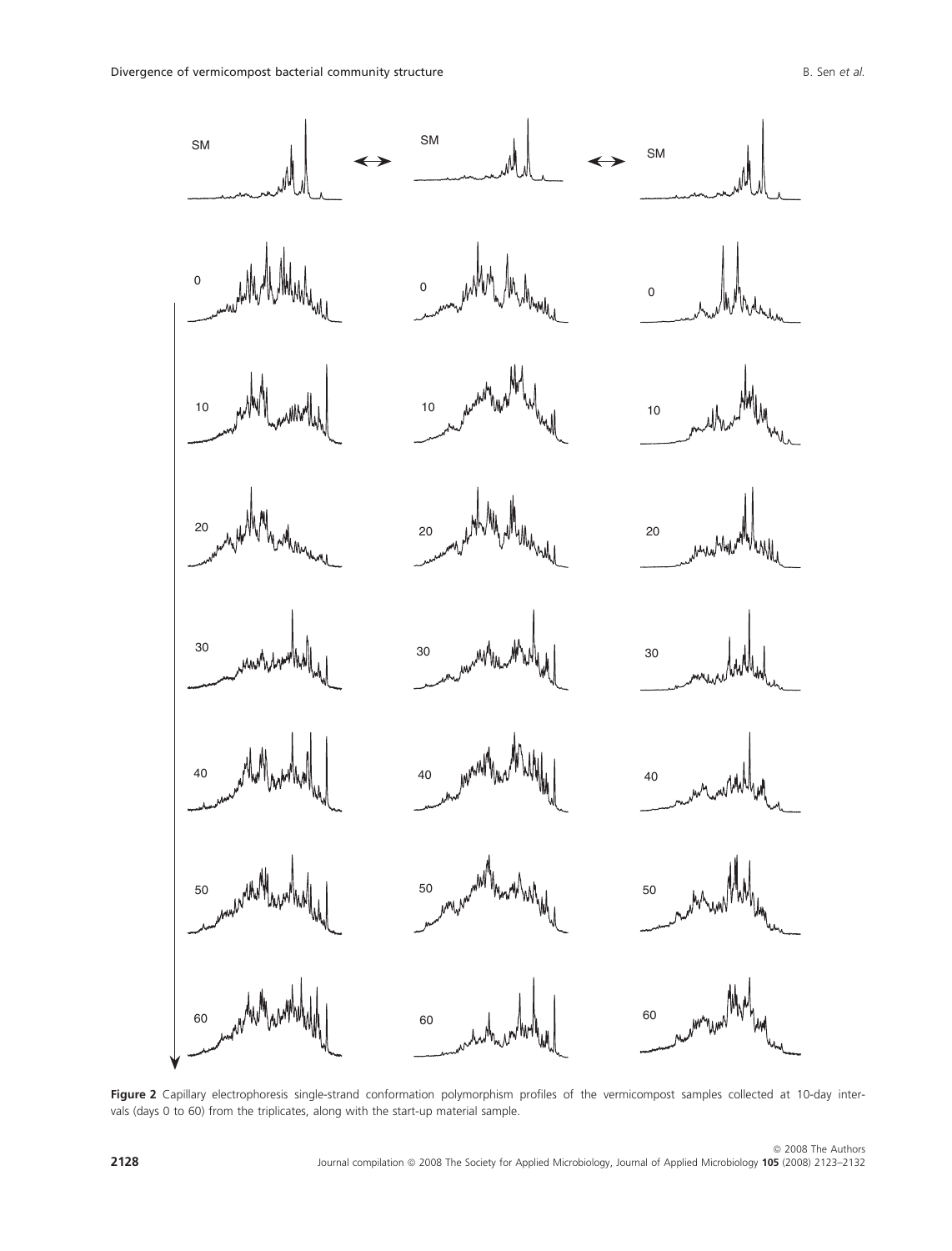**Figure 2** Capillary electrophoresis single-strand conformation polymorphism profiles of the vermicompost samples collected at 10-day intervals (days 0 to 60) from the triplicates, along with the start-up material sample.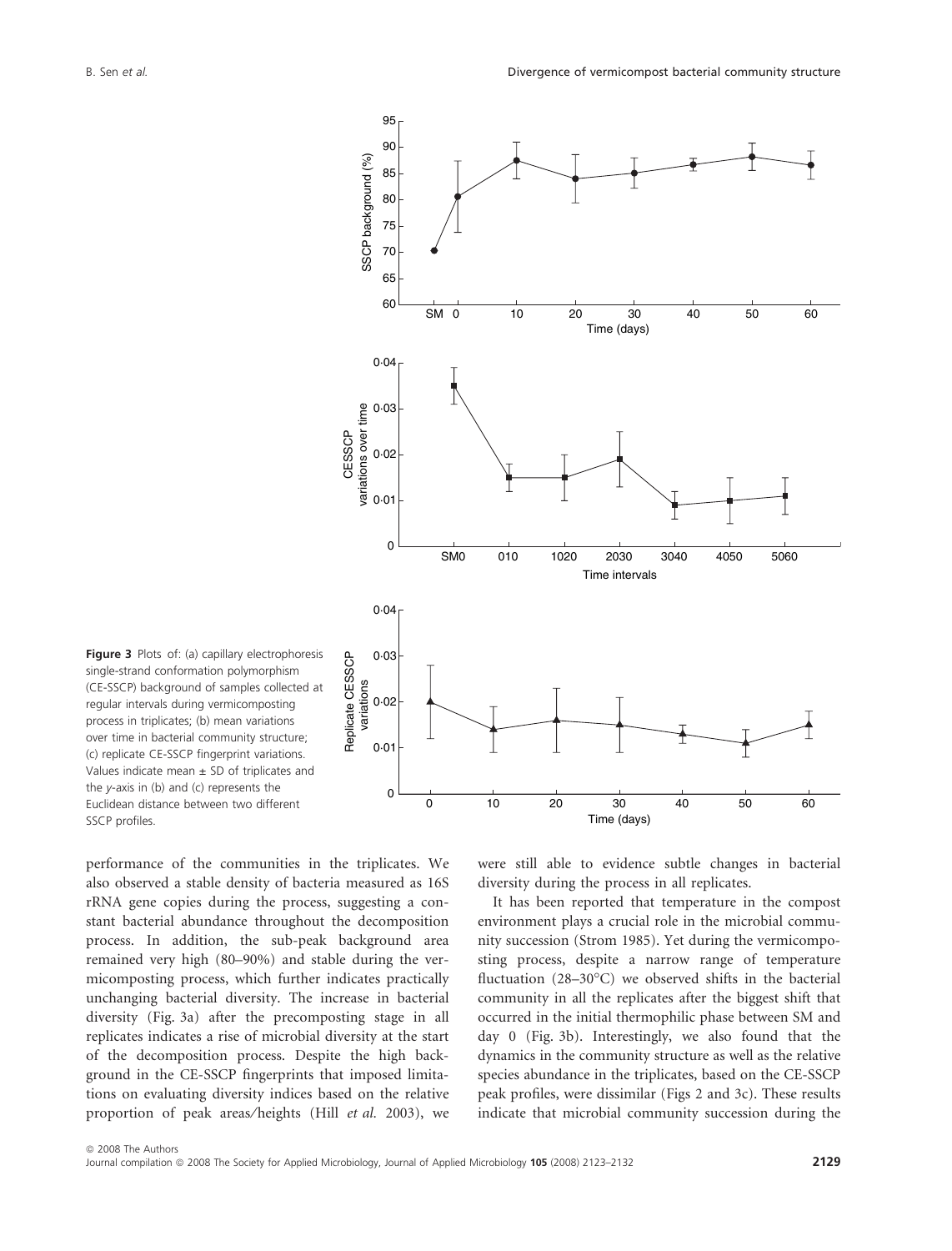Figure 3 Plots of: (a) capillary electrophoresis single-strand conformation polymorphism (CE-SSCP) background of samples collected at regular intervals during vermicomposting process in triplicates; (b) mean variations over time in bacterial community structure; (c) replicate CE-SSCP fingerprint variations. Values indicate mean ± SD of triplicates and the *y*-axis in (b) and (c) represents the Euclidean distance between two different SSCP profiles.

performance of the communities in the triplicates. We also observed a stable density of bacteria measured as 16S rRNA gene copies during the process, suggesting a constant bacterial abundance throughout the decomposition process. In addition, the sub-peak background area remained very high (80–90%) and stable during the vermicomposting process, which further indicates practically unchanging bacterial diversity. The increase in bacterial diversity (Fig. 3a) after the precomposting stage in all replicates indicates a rise of microbial diversity at the start of the decomposition process. Despite the high background in the CE-SSCP fingerprints that imposed limitations on evaluating diversity indices based on the relative proportion of peak areas/heights (Hill *et al.* 2003), we were still able to evidence subtle changes in bacterial diversity during the process in all replicates.

It has been reported that temperature in the compost environment plays a crucial role in the microbial community succession (Strom 1985). Yet during the vermicomposting process, despite a narrow range of temperature fluctuation (28–30°C) we observed shifts in the bacterial community in all the replicates after the biggest shift that occurred in the initial thermophilic phase between SM and day 0 (Fig. 3b). Interestingly, we also found that the dynamics in the community structure as well as the relative species abundance in the triplicates, based on the CE-SSCP peak profiles, were dissimilar (Figs 2 and 3c). These results indicate that microbial community succession during the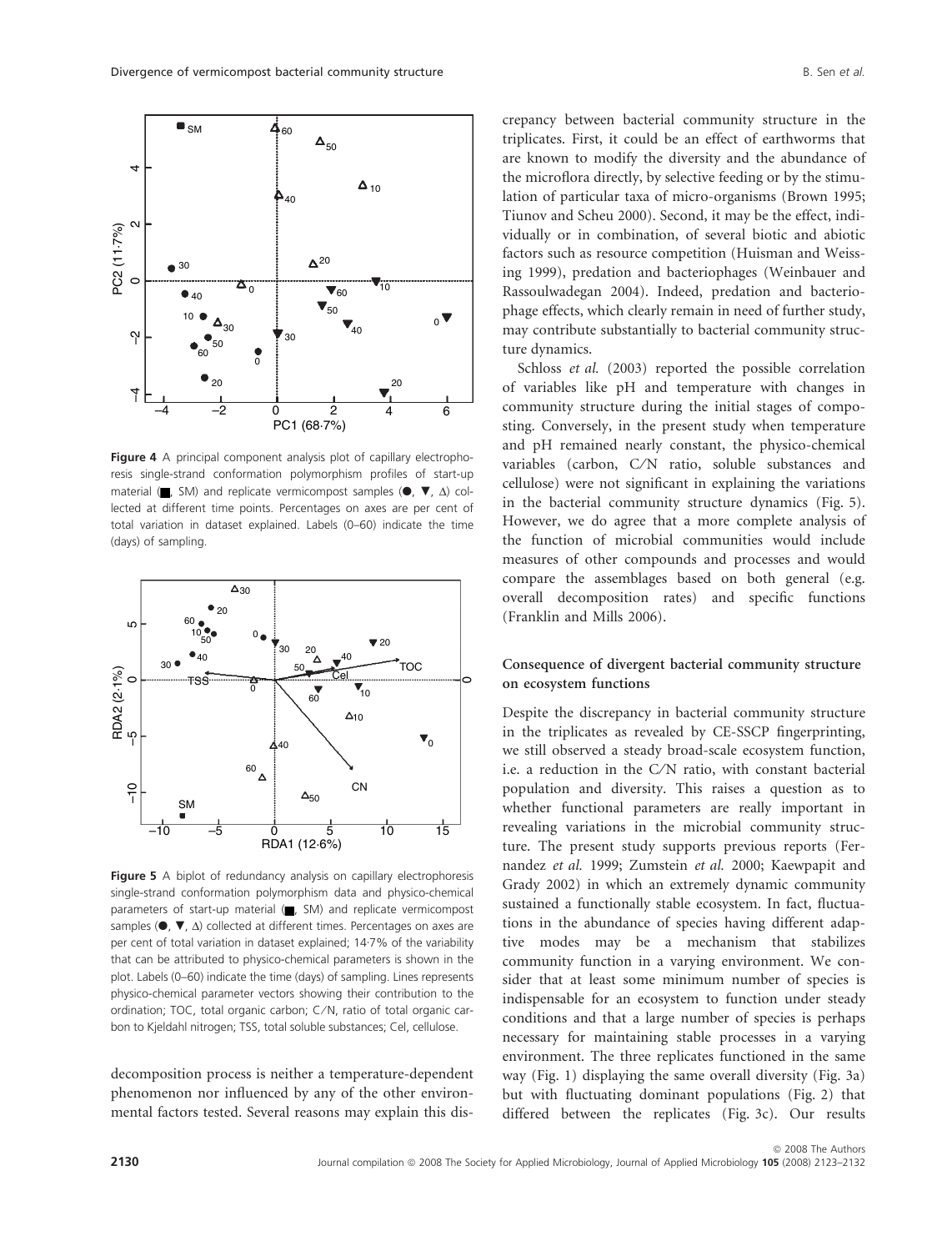Figure 4 A principal component analysis plot of capillary electrophoresis single-strand conformation polymorphism profiles of start-up material (■, SM) and replicate vermicompost samples (●, ▼, Δ) collected at different time points. Percentages on axes are per cent of total variation in dataset explained. Labels (0–60) indicate the time (days) of sampling.

Figure 5 A biplot of redundancy analysis on capillary electrophoresis single-strand conformation polymorphism data and physico-chemical parameters of start-up material (■, SM) and replicate vermicompost samples (●, ▼, Δ) collected at different times. Percentages on axes are per cent of total variation in dataset explained; 14·7% of the variability that can be attributed to physico-chemical parameters is shown in the plot. Labels (0–60) indicate the time (days) of sampling. Lines represents physico-chemical parameter vectors showing their contribution to the ordination; TOC, total organic carbon; C/N, ratio of total organic carbon to Kjeldahl nitrogen; TSS, total soluble substances; Cel, cellulose.

decomposition process is neither a temperature-dependent phenomenon nor influenced by any of the other environmental factors tested. Several reasons may explain this discrepancy between bacterial community structure in the triplicates. First, it could be an effect of earthworms that are known to modify the diversity and the abundance of the microflora directly, by selective feeding or by the stimulation of particular taxa of micro-organisms (Brown 1995; Tiunov and Scheu 2000). Second, it may be the effect, individually or in combination, of several biotic and abiotic factors such as resource competition (Huisman and Weissing 1999), predation and bacteriophages (Weinbauer and Rassoulwadegan 2004). Indeed, predation and bacteriophage effects, which clearly remain in need of further study, may contribute substantially to bacterial community structure dynamics.

Schloss *et al.* (2003) reported the possible correlation of variables like pH and temperature with changes in community structure during the initial stages of composting. Conversely, in the present study when temperature and pH remained nearly constant, the physico-chemical variables (carbon, C/N ratio, soluble substances and cellulose) were not significant in explaining the variations in the bacterial community structure dynamics (Fig. 5). However, we do agree that a more complete analysis of the function of microbial communities would include measures of other compounds and processes and would compare the assemblages based on both general (e.g. overall decomposition rates) and specific functions (Franklin and Mills 2006).

### Consequence of divergent bacterial community structure on ecosystem functions

Despite the discrepancy in bacterial community structure in the triplicates as revealed by CE-SSCP fingerprinting, we still observed a steady broad-scale ecosystem function, i.e. a reduction in the C/N ratio, with constant bacterial population and diversity. This raises a question as to whether functional parameters are really important in revealing variations in the microbial community structure. The present study supports previous reports (Fernandez *et al.* 1999; Zumstein *et al.* 2000; Kaewpapit and Grady 2002) in which an extremely dynamic community sustained a functionally stable ecosystem. In fact, fluctuations in the abundance of species having different adaptive modes may be a mechanism that stabilizes community function in a varying environment. We consider that at least some minimum number of species is indispensable for an ecosystem to function under steady conditions and that a large number of species is perhaps necessary for maintaining stable processes in a varying environment. The three replicates functioned in the same way (Fig. 1) displaying the same overall diversity (Fig. 3a) but with fluctuating dominant populations (Fig. 2) that differed between the replicates (Fig. 3c). Our results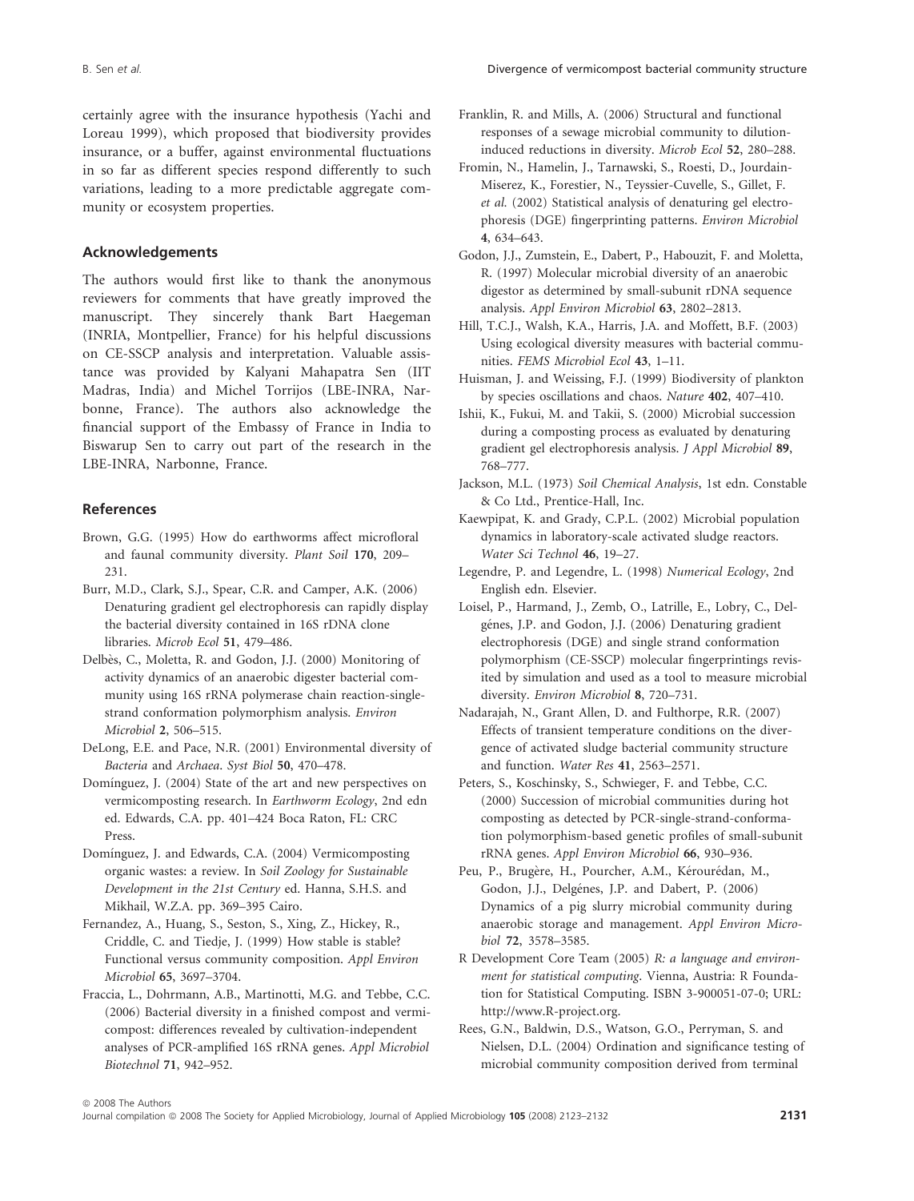certainly agree with the insurance hypothesis (Yachi and Loreau 1999), which proposed that biodiversity provides insurance, or a buffer, against environmental fluctuations in so far as different species respond differently to such variations, leading to a more predictable aggregate community or ecosystem properties.

## Acknowledgements

The authors would first like to thank the anonymous reviewers for comments that have greatly improved the manuscript. They sincerely thank Bart Haegeman (INRIA, Montpellier, France) for his helpful discussions on CE-SSCP analysis and interpretation. Valuable assistance was provided by Kalyani Mahapatra Sen (IIT Madras, India) and Michel Torrijos (LBE-INRA, Narbonne, France). The authors also acknowledge the financial support of the Embassy of France in India to Biswarup Sen to carry out part of the research in the LBE-INRA, Narbonne, France.

## References

Brown, G.G. (1995) How do earthworms affect microfloral and faunal community diversity. *Plant Soil* **170**, 209–231.

Burr, M.D., Clark, S.J., Spear, C.R. and Camper, A.K. (2006) Denaturing gradient gel electrophoresis can rapidly display the bacterial diversity contained in 16S rDNA clone libraries. *Microb Ecol* **51**, 479–486.

Delbès, C., Moletta, R. and Godon, J.J. (2000) Monitoring of activity dynamics of an anaerobic digester bacterial community using 16S rRNA polymerase chain reaction-single-strand conformation polymorphism analysis. *Environ Microbiol* **2**, 506–515.

DeLong, E.E. and Pace, N.R. (2001) Environmental diversity of *Bacteria* and *Archaea*. *Syst Biol* **50**, 470–478.

Domínguez, J. (2004) State of the art and new perspectives on vermicomposting research. In *Earthworm Ecology*, 2nd edn ed. Edwards, C.A. pp. 401–424 Boca Raton, FL: CRC Press.

Domínguez, J. and Edwards, C.A. (2004) Vermicomposting organic wastes: a review. In *Soil Zoology for Sustainable Development in the 21st Century* ed. Hanna, S.H.S. and Mikhail, W.Z.A. pp. 369–395 Cairo.

Fernandez, A., Huang, S., Seston, S., Xing, Z., Hickey, R., Criddle, C. and Tiedje, J. (1999) How stable is stable? Functional versus community composition. *Appl Environ Microbiol* **65**, 3697–3704.

Fraccia, L., Dohrmann, A.B., Martinotti, M.G. and Tebbe, C.C. (2006) Bacterial diversity in a finished compost and vermicompost: differences revealed by cultivation-independent analyses of PCR-amplified 16S rRNA genes. *Appl Microbiol Biotechnol* **71**, 942–952.

Franklin, R. and Mills, A. (2006) Structural and functional responses of a sewage microbial community to dilution-induced reductions in diversity. *Microb Ecol* **52**, 280–288.

Fromin, N., Hamelin, J., Tarnawski, S., Roesti, D., Jourdain-Miserez, K., Forestier, N., Teyssier-Cuvelle, S., Gillet, F. *et al.* (2002) Statistical analysis of denaturing gel electrophoresis (DGE) fingerprinting patterns. *Environ Microbiol* **4**, 634–643.

Godon, J.J., Zumstein, E., Dabert, P., Habouzit, F. and Moletta, R. (1997) Molecular microbial diversity of an anaerobic digestor as determined by small-subunit rDNA sequence analysis. *Appl Environ Microbiol* **63**, 2802–2813.

Hill, T.C.J., Walsh, K.A., Harris, J.A. and Moffett, B.F. (2003) Using ecological diversity measures with bacterial communities. *FEMS Microbiol Ecol* **43**, 1–11.

Huisman, J. and Weissing, F.J. (1999) Biodiversity of plankton by species oscillations and chaos. *Nature* **402**, 407–410.

Ishii, K., Fukui, M. and Takii, S. (2000) Microbial succession during a composting process as evaluated by denaturing gradient gel electrophoresis analysis. *J Appl Microbiol* **89**, 768–777.

Jackson, M.L. (1973) *Soil Chemical Analysis*, 1st edn. Constable & Co Ltd., Prentice-Hall, Inc.

Kaewpipat, K. and Grady, C.P.L. (2002) Microbial population dynamics in laboratory-scale activated sludge reactors. *Water Sci Technol* **46**, 19–27.

Legendre, P. and Legendre, L. (1998) *Numerical Ecology*, 2nd English edn. Elsevier.

Loisel, P., Harmand, J., Zemb, O., Latrille, E., Lobry, C., Delgénes, J.P. and Godon, J.J. (2006) Denaturing gradient electrophoresis (DGE) and single strand conformation polymorphism (CE-SSCP) molecular fingerprintings revisited by simulation and used as a tool to measure microbial diversity. *Environ Microbiol* **8**, 720–731.

Nadarajah, N., Grant Allen, D. and Fulthorpe, R.R. (2007) Effects of transient temperature conditions on the divergence of activated sludge bacterial community structure and function. *Water Res* **41**, 2563–2571.

Peters, S., Koschinsky, S., Schwieger, F. and Tebbe, C.C. (2000) Succession of microbial communities during hot composting as detected by PCR-single-strand-conformation polymorphism-based genetic profiles of small-subunit rRNA genes. *Appl Environ Microbiol* **66**, 930–936.

Peu, P., Brugère, H., Pourcher, A.M., Kérourédan, M., Godon, J.J., Delgénes, J.P. and Dabert, P. (2006) Dynamics of a pig slurry microbial community during anaerobic storage and management. *Appl Environ Microbiol* **72**, 3578–3585.

R Development Core Team (2005) *R: a language and environment for statistical computing*. Vienna, Austria: R Foundation for Statistical Computing. ISBN 3-900051-07-0; URL: http://www.R-project.org.

Rees, G.N., Baldwin, D.S., Watson, G.O., Perryman, S. and Nielsen, D.L. (2004) Ordination and significance testing of microbial community composition derived from terminal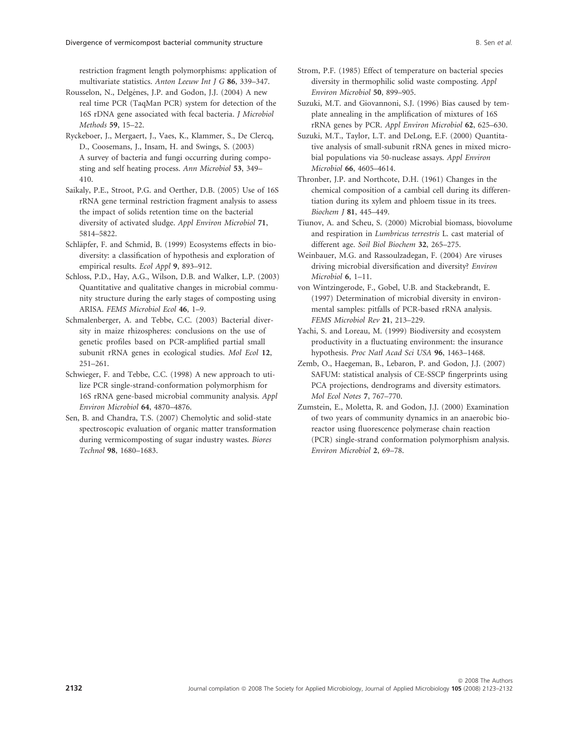restriction fragment length polymorphisms: application of multivariate statistics. *Anton Leeuw Int J G* **86**, 339–347.

Rousselon, N., Delgénes, J.P. and Godon, J.J. (2004) A new real time PCR (TaqMan PCR) system for detection of the 16S rDNA gene associated with fecal bacteria. *J Microbiol Methods* **59**, 15–22.

Ryckeboer, J., Mergaert, J., Vaes, K., Klammer, S., De Clercq, D., Coosemans, J., Insam, H. and Swings, S. (2003) A survey of bacteria and fungi occurring during composting and self heating process. *Ann Microbiol* **53**, 349–410.

Saikaly, P.E., Stroot, P.G. and Oerther, D.B. (2005) Use of 16S rRNA gene terminal restriction fragment analysis to assess the impact of solids retention time on the bacterial diversity of activated sludge. *Appl Environ Microbiol* **71**, 5814–5822.

Schläpfer, F. and Schmid, B. (1999) Ecosystems effects in biodiversity: a classification of hypothesis and exploration of empirical results. *Ecol Appl* **9**, 893–912.

Schloss, P.D., Hay, A.G., Wilson, D.B. and Walker, L.P. (2003) Quantitative and qualitative changes in microbial community structure during the early stages of composting using ARISA. *FEMS Microbiol Ecol* **46**, 1–9.

Schmalenberger, A. and Tebbe, C.C. (2003) Bacterial diversity in maize rhizospheres: conclusions on the use of genetic profiles based on PCR-amplified partial small subunit rRNA genes in ecological studies. *Mol Ecol* **12**, 251–261.

Schwieger, F. and Tebbe, C.C. (1998) A new approach to utilize PCR single-strand-conformation polymorphism for 16S rRNA gene-based microbial community analysis. *Appl Environ Microbiol* **64**, 4870–4876.

Sen, B. and Chandra, T.S. (2007) Chemolytic and solid-state spectroscopic evaluation of organic matter transformation during vermicomposting of sugar industry wastes. *Biores Technol* **98**, 1680–1683.

Strom, P.F. (1985) Effect of temperature on bacterial species diversity in thermophilic solid waste composting. *Appl Environ Microbiol* **50**, 899–905.

Suzuki, M.T. and Giovannoni, S.J. (1996) Bias caused by template annealing in the amplification of mixtures of 16S rRNA genes by PCR. *Appl Environ Microbiol* **62**, 625–630.

Suzuki, M.T., Taylor, L.T. and DeLong, E.F. (2000) Quantitative analysis of small-subunit rRNA genes in mixed microbial populations via 50-nuclease assays. *Appl Environ Microbiol* **66**, 4605–4614.

Thronber, J.P. and Northcote, D.H. (1961) Changes in the chemical composition of a cambial cell during its differentiation during its xylem and phloem tissue in its trees. *Biochem J* **81**, 445–449.

Tiunov, A. and Scheu, S. (2000) Microbial biomass, biovolume and respiration in *Lumbricus terrestris* L. cast material of different age. *Soil Biol Biochem* **32**, 265–275.

Weinbauer, M.G. and Rassoulzadegan, F. (2004) Are viruses driving microbial diversification and diversity? *Environ Microbiol* **6**, 1–11.

von Wintzingerode, F., Gobel, U.B. and Stackebrandt, E. (1997) Determination of microbial diversity in environmental samples: pitfalls of PCR-based rRNA analysis. *FEMS Microbiol Rev* **21**, 213–229.

Yachi, S. and Loreau, M. (1999) Biodiversity and ecosystem productivity in a fluctuating environment: the insurance hypothesis. *Proc Natl Acad Sci USA* **96**, 1463–1468.

Zemb, O., Haegeman, B., Lebaron, P. and Godon, J.J. (2007) SAFUM: statistical analysis of CE-SSCP fingerprints using PCA projections, dendrograms and diversity estimators. *Mol Ecol Notes* **7**, 767–770.

Zumstein, E., Moletta, R. and Godon, J.J. (2000) Examination of two years of community dynamics in an anaerobic bioreactor using fluorescence polymerase chain reaction (PCR) single-strand conformation polymorphism analysis. *Environ Microbiol* **2**, 69–78.